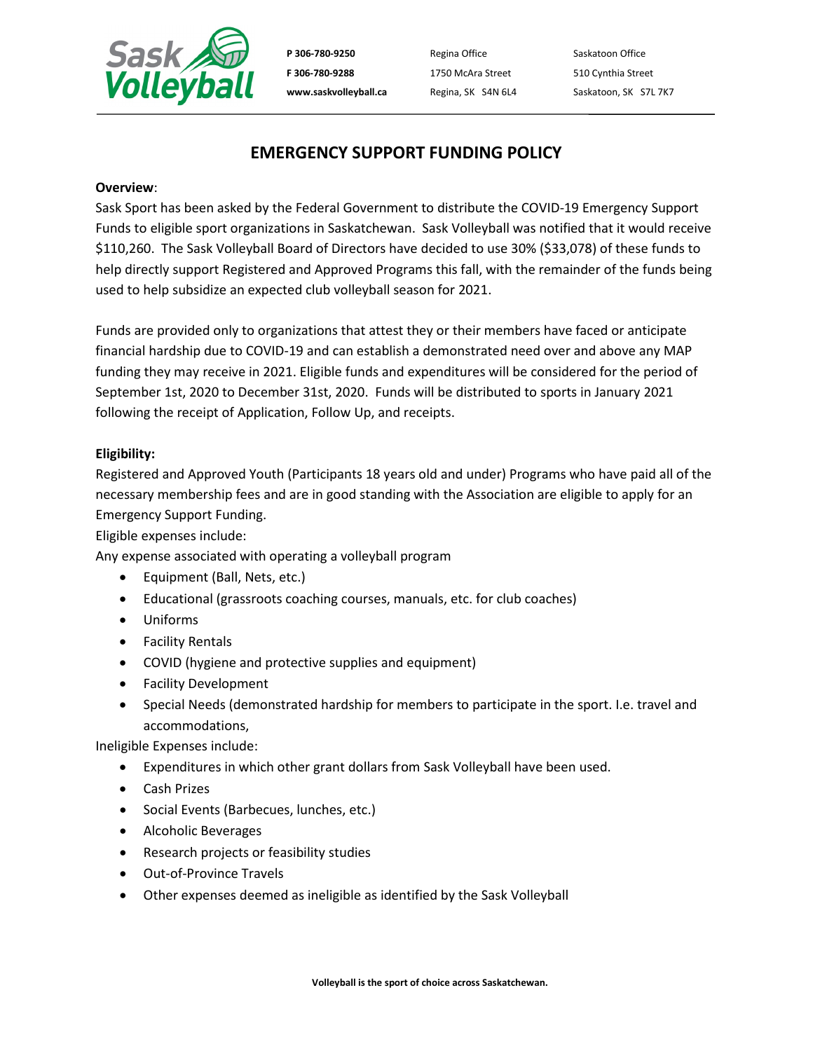# EMERGENCY SUPPORT FUNDING POLICY

**Overview**:

Sask Sport has been asked by the Federal Government to distribute the COVID-19 Emergency Support Funds to eligible sport organizations in Saskatchewan. Sask Volleyball was notified that it would receive $110,260. The Sask Volleyball Board of Directors have decided to use 30% ($33,078) of these funds to help directly support Registered and Approved Programs this fall, with the remainder of the funds being used to help subsidize an expected club volleyball season for 2021.

Funds are provided only to organizations that attest they or their members have faced or anticipate financial hardship due to COVID-19 and can establish a demonstrated need over and above any MAP funding they may receive in 2021. Eligible funds and expenditures will be considered for the period of September 1st, 2020 to December 31st, 2020. Funds will be distributed to sports in January 2021 following the receipt of Application, Follow Up, and receipts.

**Eligibility:**

Registered and Approved Youth (Participants 18 years old and under) Programs who have paid all of the necessary membership fees and are in good standing with the Association are eligible to apply for an Emergency Support Funding.

Eligible expenses include:

Any expense associated with operating a volleyball program

- Equipment (Ball, Nets, etc.)
- Educational (grassroots coaching courses, manuals, etc. for club coaches)
- Uniforms
- Facility Rentals
- COVID (hygiene and protective supplies and equipment)
- Facility Development
- Special Needs (demonstrated hardship for members to participate in the sport. I.e. travel and accommodations,

Ineligible Expenses include:

- Expenditures in which other grant dollars from Sask Volleyball have been used.
- Cash Prizes
- Social Events (Barbecues, lunches, etc.)
- Alcoholic Beverages
- Research projects or feasibility studies
- Out-of-Province Travels
- Other expenses deemed as ineligible as identified by the Sask Volleyball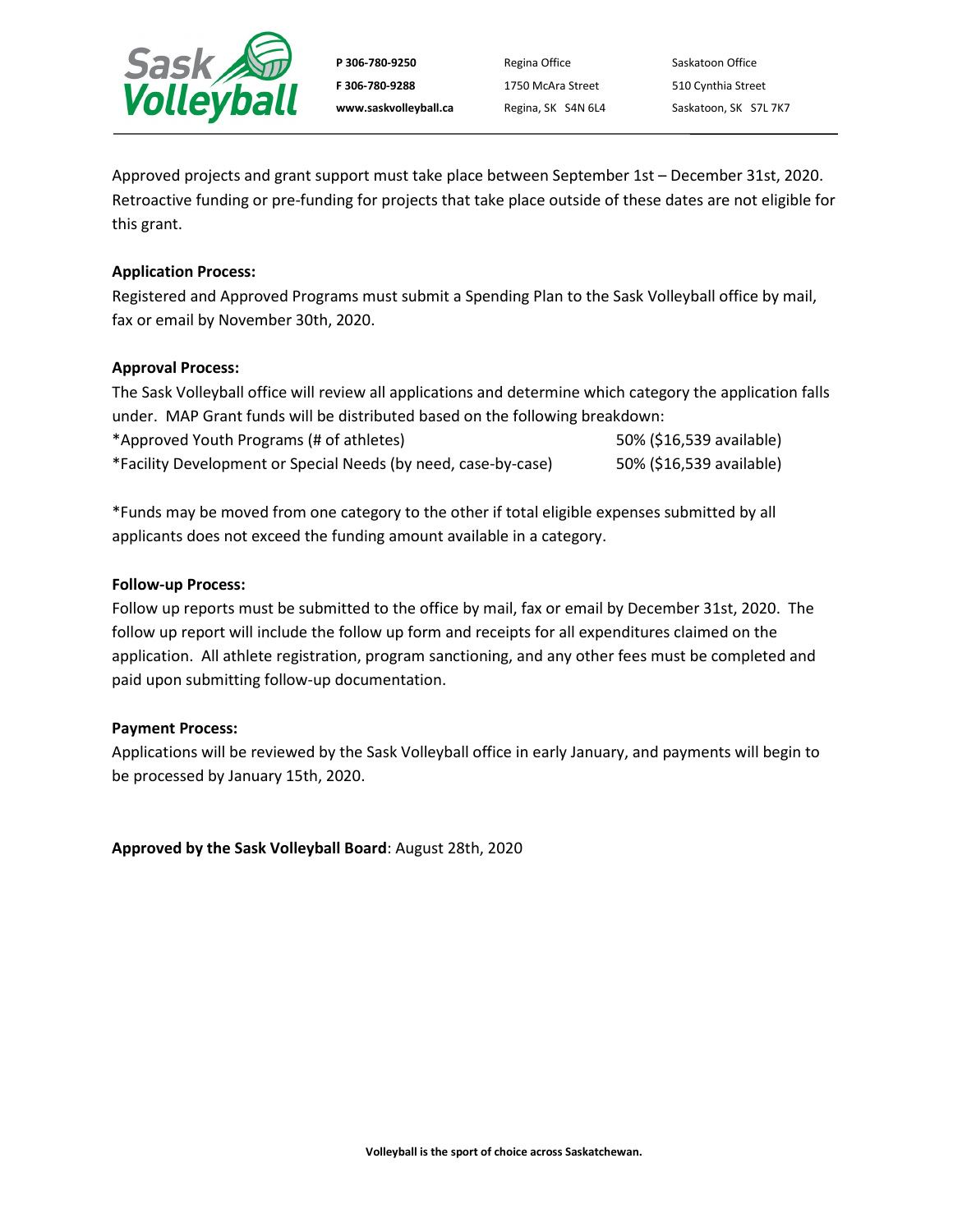Approved projects and grant support must take place between September 1st – December 31st, 2020. Retroactive funding or pre-funding for projects that take place outside of these dates are not eligible for this grant.

**Application Process:**
Registered and Approved Programs must submit a Spending Plan to the Sask Volleyball office by mail, fax or email by November 30th, 2020.

**Approval Process:**
The Sask Volleyball office will review all applications and determine which category the application falls under. MAP Grant funds will be distributed based on the following breakdown:

| | |
|---|---|
| *Approved Youth Programs (# of athletes) | 50% ($16,539 available) |
| *Facility Development or Special Needs (by need, case-by-case) | 50% ($16,539 available) |

*Funds may be moved from one category to the other if total eligible expenses submitted by all applicants does not exceed the funding amount available in a category.

**Follow-up Process:**
Follow up reports must be submitted to the office by mail, fax or email by December 31st, 2020. The follow up report will include the follow up form and receipts for all expenditures claimed on the application. All athlete registration, program sanctioning, and any other fees must be completed and paid upon submitting follow-up documentation.

**Payment Process:**
Applications will be reviewed by the Sask Volleyball office in early January, and payments will begin to be processed by January 15th, 2020.

**Approved by the Sask Volleyball Board**: August 28th, 2020